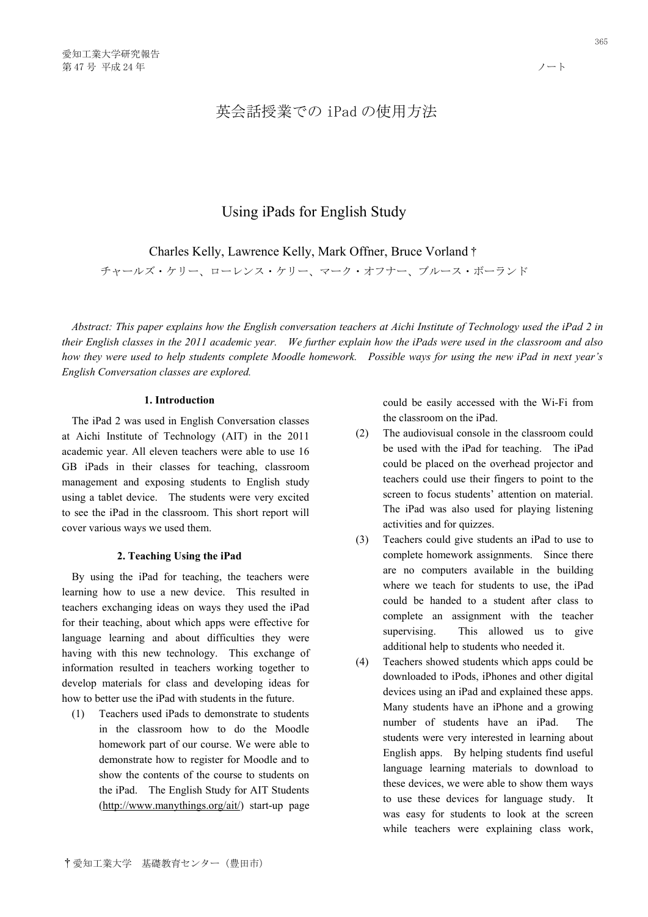# 英会話授業での iPad の使用方法

# Using iPads for English Study

Charles Kelly, Lawrence Kelly, Mark Offner, Bruce Vorland †

チャールズ・ケリー、ローレンス・ケリー、マーク・オフナー、ブルース・ボーランド

*Abstract: This paper explains how the English conversation teachers at Aichi Institute of Technology used the iPad 2 in their English classes in the 2011 academic year. We further explain how the iPads were used in the classroom and also how they were used to help students complete Moodle homework. Possible ways for using the new iPad in next year's English Conversation classes are explored.*

## 1. Introduction

The iPad 2 was used in English Conversation classes at Aichi Institute of Technology (AIT) in the 2011 academic year. All eleven teachers were able to use 16 GB iPads in their classes for teaching, classroom management and exposing students to English study using a tablet device. The students were very excited to see the iPad in the classroom. This short report will cover various ways we used them.

## 2. Teaching Using the iPad

By using the iPad for teaching, the teachers were learning how to use a new device. This resulted in teachers exchanging ideas on ways they used the iPad for their teaching, about which apps were effective for language learning and about difficulties they were having with this new technology. This exchange of information resulted in teachers working together to develop materials for class and developing ideas for how to better use the iPad with students in the future.

(1) Teachers used iPads to demonstrate to students in the classroom how to do the Moodle homework part of our course. We were able to demonstrate how to register for Moodle and to show the contents of the course to students on the iPad. The English Study for AIT Students (http://www.manythings.org/ait/) start-up page could be easily accessed with the Wi-Fi from the classroom on the iPad.

(2) The audiovisual console in the classroom could be used with the iPad for teaching. The iPad could be placed on the overhead projector and teachers could use their fingers to point to the screen to focus students' attention on material. The iPad was also used for playing listening activities and for quizzes.

(3) Teachers could give students an iPad to use to complete homework assignments. Since there are no computers available in the building where we teach for students to use, the iPad could be handed to a student after class to complete an assignment with the teacher supervising. This allowed us to give additional help to students who needed it.

(4) Teachers showed students which apps could be downloaded to iPods, iPhones and other digital devices using an iPad and explained these apps. Many students have an iPhone and a growing number of students have an iPad. The students were very interested in learning about English apps. By helping students find useful language learning materials to download to these devices, we were able to show them ways to use these devices for language study. It was easy for students to look at the screen while teachers were explaining class work,

† 愛知工業大学　基礎教育センター（豊田市）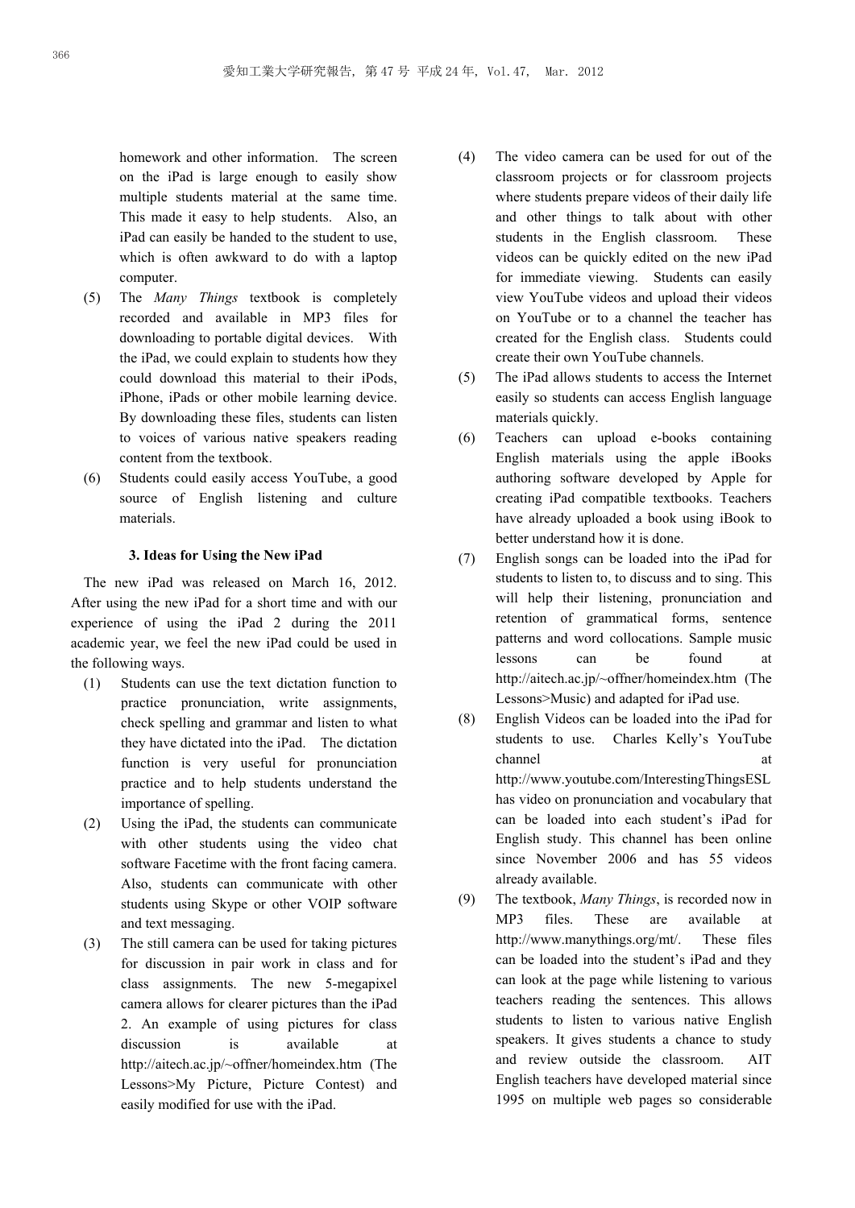homework and other information. The screen on the iPad is large enough to easily show multiple students material at the same time. This made it easy to help students. Also, an iPad can easily be handed to the student to use, which is often awkward to do with a laptop computer.

(5) The *Many Things* textbook is completely recorded and available in MP3 files for downloading to portable digital devices. With the iPad, we could explain to students how they could download this material to their iPods, iPhone, iPads or other mobile learning device. By downloading these files, students can listen to voices of various native speakers reading content from the textbook.

(6) Students could easily access YouTube, a good source of English listening and culture materials.

### 3. Ideas for Using the New iPad

The new iPad was released on March 16, 2012. After using the new iPad for a short time and with our experience of using the iPad 2 during the 2011 academic year, we feel the new iPad could be used in the following ways.

(1) Students can use the text dictation function to practice pronunciation, write assignments, check spelling and grammar and listen to what they have dictated into the iPad. The dictation function is very useful for pronunciation practice and to help students understand the importance of spelling.

(2) Using the iPad, the students can communicate with other students using the video chat software Facetime with the front facing camera. Also, students can communicate with other students using Skype or other VOIP software and text messaging.

(3) The still camera can be used for taking pictures for discussion in pair work in class and for class assignments. The new 5-megapixel camera allows for clearer pictures than the iPad 2. An example of using pictures for class discussion is available at http://aitech.ac.jp/~offner/homeindex.htm (The Lessons>My Picture, Picture Contest) and easily modified for use with the iPad.

(4) The video camera can be used for out of the classroom projects or for classroom projects where students prepare videos of their daily life and other things to talk about with other students in the English classroom. These videos can be quickly edited on the new iPad for immediate viewing. Students can easily view YouTube videos and upload their videos on YouTube or to a channel the teacher has created for the English class. Students could create their own YouTube channels.

(5) The iPad allows students to access the Internet easily so students can access English language materials quickly.

(6) Teachers can upload e-books containing English materials using the apple iBooks authoring software developed by Apple for creating iPad compatible textbooks. Teachers have already uploaded a book using iBook to better understand how it is done.

(7) English songs can be loaded into the iPad for students to listen to, to discuss and to sing. This will help their listening, pronunciation and retention of grammatical forms, sentence patterns and word collocations. Sample music lessons can be found at http://aitech.ac.jp/~offner/homeindex.htm (The Lessons>Music) and adapted for iPad use.

(8) English Videos can be loaded into the iPad for students to use. Charles Kelly's YouTube channel at http://www.youtube.com/InterestingThingsESL has video on pronunciation and vocabulary that can be loaded into each student's iPad for English study. This channel has been online since November 2006 and has 55 videos already available.

(9) The textbook, *Many Things*, is recorded now in MP3 files. These are available at http://www.manythings.org/mt/. These files can be loaded into the student's iPad and they can look at the page while listening to various teachers reading the sentences. This allows students to listen to various native English speakers. It gives students a chance to study and review outside the classroom. AIT English teachers have developed material since 1995 on multiple web pages so considerable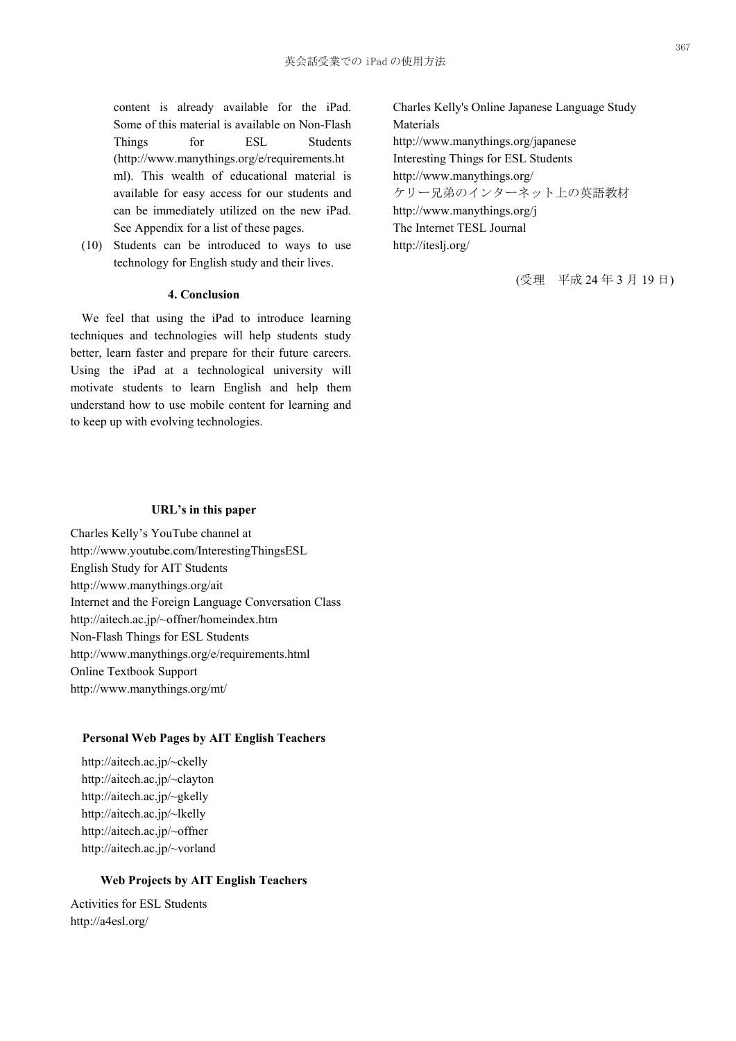content is already available for the iPad. Some of this material is available on Non-Flash Things for ESL Students (http://www.manythings.org/e/requirements.html). This wealth of educational material is available for easy access for our students and can be immediately utilized on the new iPad. See Appendix for a list of these pages.

(10) Students can be introduced to ways to use technology for English study and their lives.

## 4. Conclusion

We feel that using the iPad to introduce learning techniques and technologies will help students study better, learn faster and prepare for their future careers. Using the iPad at a technological university will motivate students to learn English and help them understand how to use mobile content for learning and to keep up with evolving technologies.

### URL's in this paper

Charles Kelly's YouTube channel at
http://www.youtube.com/InterestingThingsESL
English Study for AIT Students
http://www.manythings.org/ait
Internet and the Foreign Language Conversation Class
http://aitech.ac.jp/~offner/homeindex.htm
Non-Flash Things for ESL Students
http://www.manythings.org/e/requirements.html
Online Textbook Support
http://www.manythings.org/mt/

### Personal Web Pages by AIT English Teachers

http://aitech.ac.jp/~ckelly
http://aitech.ac.jp/~clayton
http://aitech.ac.jp/~gkelly
http://aitech.ac.jp/~lkelly
http://aitech.ac.jp/~offner
http://aitech.ac.jp/~vorland

### Web Projects by AIT English Teachers

Activities for ESL Students
http://a4esl.org/
Charles Kelly's Online Japanese Language Study Materials
http://www.manythings.org/japanese
Interesting Things for ESL Students
http://www.manythings.org/
ケリー兄弟のインターネット上の英語教材
http://www.manythings.org/j
The Internet TESL Journal
http://iteslj.org/

(受理　平成 24 年 3 月 19 日)